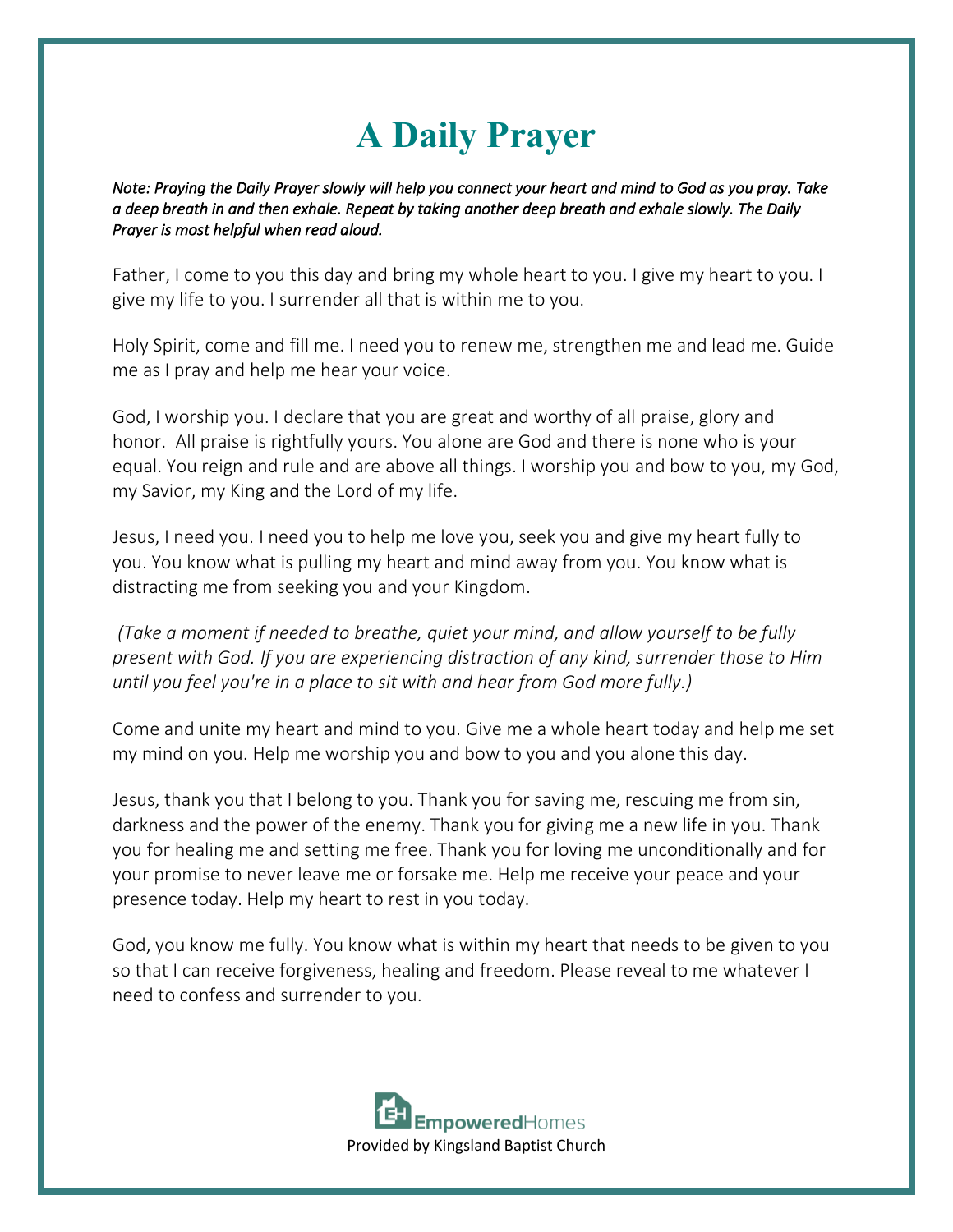# A Daily Prayer

*Note: Praying the Daily Prayer slowly will help you connect your heart and mind to God as you pray. Take a deep breath in and then exhale. Repeat by taking another deep breath and exhale slowly. The Daily Prayer is most helpful when read aloud.*

Father, I come to you this day and bring my whole heart to you. I give my heart to you. I give my life to you. I surrender all that is within me to you.

Holy Spirit, come and fill me. I need you to renew me, strengthen me and lead me. Guide me as I pray and help me hear your voice.

God, I worship you. I declare that you are great and worthy of all praise, glory and honor. All praise is rightfully yours. You alone are God and there is none who is your equal. You reign and rule and are above all things. I worship you and bow to you, my God, my Savior, my King and the Lord of my life.

Jesus, I need you. I need you to help me love you, seek you and give my heart fully to you. You know what is pulling my heart and mind away from you. You know what is distracting me from seeking you and your Kingdom.

*(Take a moment if needed to breathe, quiet your mind, and allow yourself to be fully present with God. If you are experiencing distraction of any kind, surrender those to Him until you feel you're in a place to sit with and hear from God more fully.)*

Come and unite my heart and mind to you. Give me a whole heart today and help me set my mind on you. Help me worship you and bow to you and you alone this day.

Jesus, thank you that I belong to you. Thank you for saving me, rescuing me from sin, darkness and the power of the enemy. Thank you for giving me a new life in you. Thank you for healing me and setting me free. Thank you for loving me unconditionally and for your promise to never leave me or forsake me. Help me receive your peace and your presence today. Help my heart to rest in you today.

God, you know me fully. You know what is within my heart that needs to be given to you so that I can receive forgiveness, healing and freedom. Please reveal to me whatever I need to confess and surrender to you.

EmpoweredHomes

Provided by Kingsland Baptist Church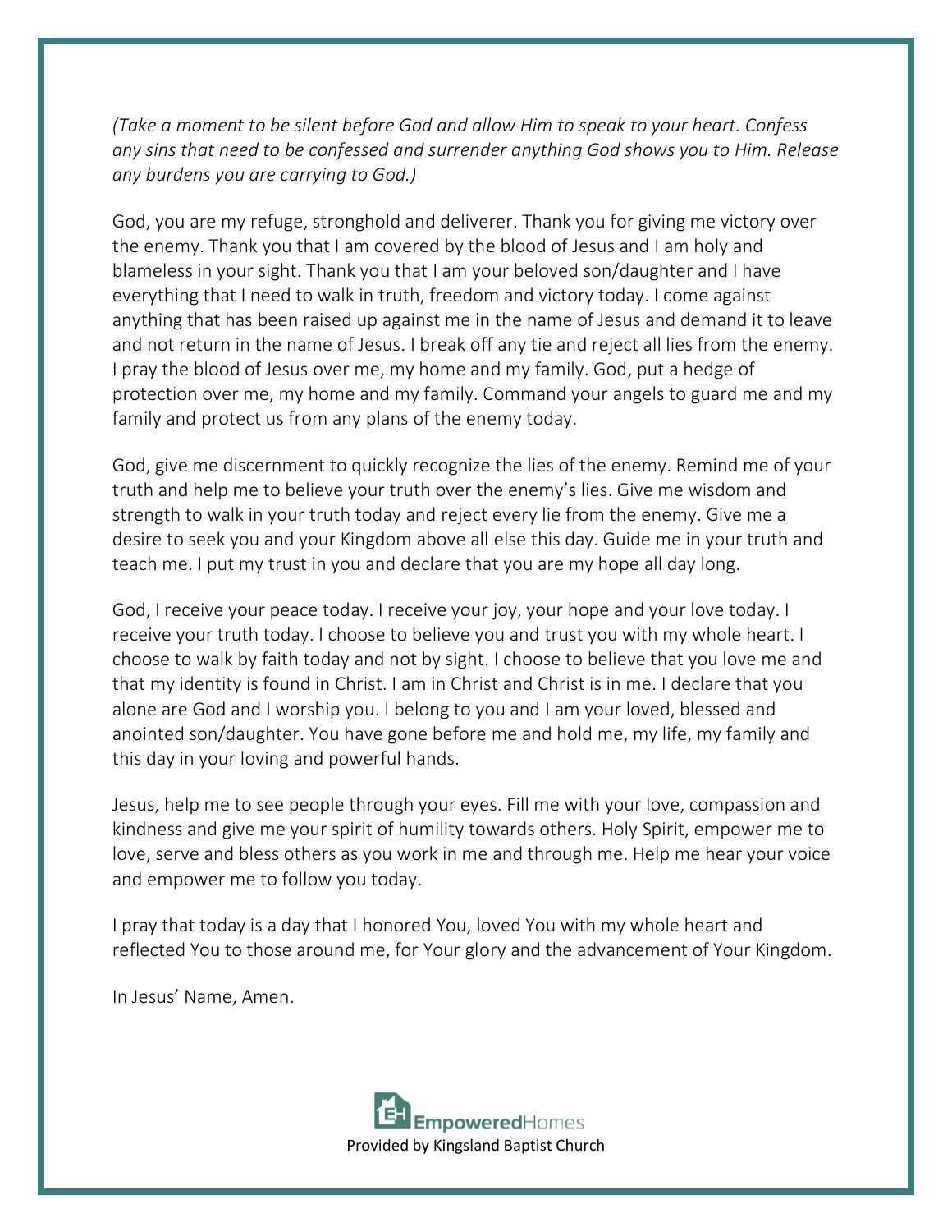*(Take a moment to be silent before God and allow Him to speak to your heart. Confess any sins that need to be confessed and surrender anything God shows you to Him. Release any burdens you are carrying to God.)*

God, you are my refuge, stronghold and deliverer. Thank you for giving me victory over the enemy. Thank you that I am covered by the blood of Jesus and I am holy and blameless in your sight. Thank you that I am your beloved son/daughter and I have everything that I need to walk in truth, freedom and victory today. I come against anything that has been raised up against me in the name of Jesus and demand it to leave and not return in the name of Jesus. I break off any tie and reject all lies from the enemy. I pray the blood of Jesus over me, my home and my family. God, put a hedge of protection over me, my home and my family. Command your angels to guard me and my family and protect us from any plans of the enemy today.

God, give me discernment to quickly recognize the lies of the enemy. Remind me of your truth and help me to believe your truth over the enemy's lies. Give me wisdom and strength to walk in your truth today and reject every lie from the enemy. Give me a desire to seek you and your Kingdom above all else this day. Guide me in your truth and teach me. I put my trust in you and declare that you are my hope all day long.

God, I receive your peace today. I receive your joy, your hope and your love today. I receive your truth today. I choose to believe you and trust you with my whole heart. I choose to walk by faith today and not by sight. I choose to believe that you love me and that my identity is found in Christ. I am in Christ and Christ is in me. I declare that you alone are God and I worship you. I belong to you and I am your loved, blessed and anointed son/daughter. You have gone before me and hold me, my life, my family and this day in your loving and powerful hands.

Jesus, help me to see people through your eyes. Fill me with your love, compassion and kindness and give me your spirit of humility towards others. Holy Spirit, empower me to love, serve and bless others as you work in me and through me. Help me hear your voice and empower me to follow you today.

I pray that today is a day that I honored You, loved You with my whole heart and reflected You to those around me, for Your glory and the advancement of Your Kingdom.

In Jesus' Name, Amen.

EmpoweredHomes

Provided by Kingsland Baptist Church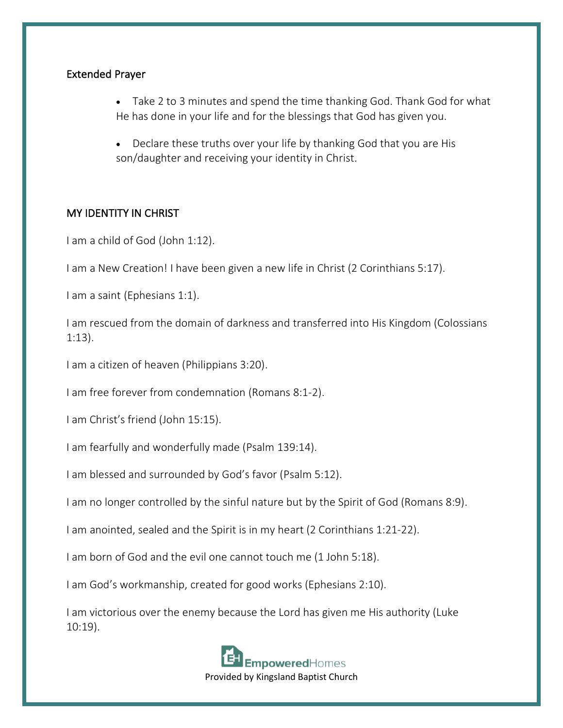## Extended Prayer

- Take 2 to 3 minutes and spend the time thanking God. Thank God for what He has done in your life and for the blessings that God has given you.
- Declare these truths over your life by thanking God that you are His son/daughter and receiving your identity in Christ.

## MY IDENTITY IN CHRIST

I am a child of God (John 1:12).

I am a New Creation! I have been given a new life in Christ (2 Corinthians 5:17).

I am a saint (Ephesians 1:1).

I am rescued from the domain of darkness and transferred into His Kingdom (Colossians 1:13).

I am a citizen of heaven (Philippians 3:20).

I am free forever from condemnation (Romans 8:1-2).

I am Christ's friend (John 15:15).

I am fearfully and wonderfully made (Psalm 139:14).

I am blessed and surrounded by God's favor (Psalm 5:12).

I am no longer controlled by the sinful nature but by the Spirit of God (Romans 8:9).

I am anointed, sealed and the Spirit is in my heart (2 Corinthians 1:21-22).

I am born of God and the evil one cannot touch me (1 John 5:18).

I am God's workmanship, created for good works (Ephesians 2:10).

I am victorious over the enemy because the Lord has given me His authority (Luke 10:19).

EmpoweredHomes
Provided by Kingsland Baptist Church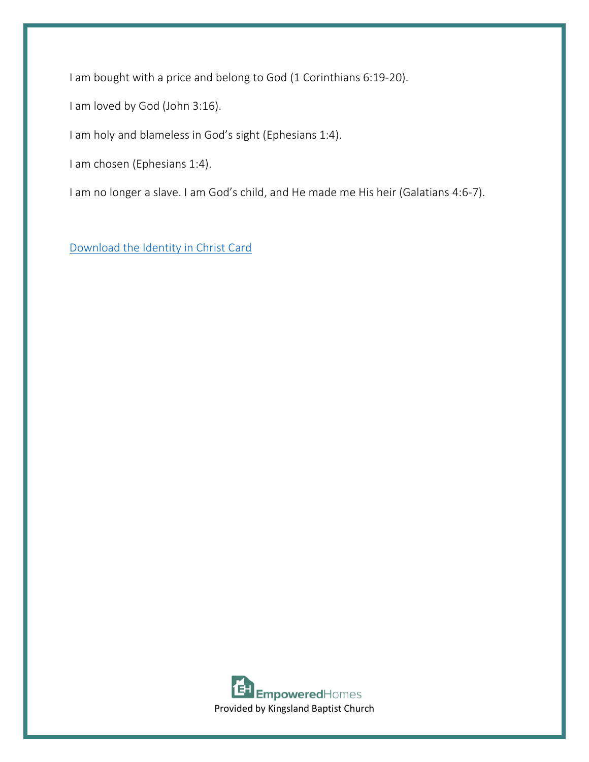I am bought with a price and belong to God (1 Corinthians 6:19-20).

I am loved by God (John 3:16).

I am holy and blameless in God's sight (Ephesians 1:4).

I am chosen (Ephesians 1:4).

I am no longer a slave. I am God's child, and He made me His heir (Galatians 4:6-7).

Download the Identity in Christ Card